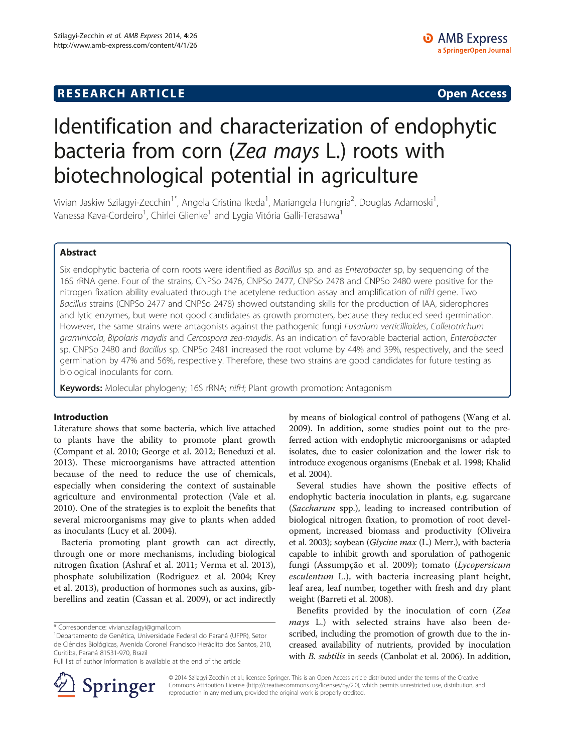**RESEARCH ARTICLE** **Open Access**

# Identification and characterization of endophytic bacteria from corn (*Zea mays* L.) roots with biotechnological potential in agriculture

Vivian Jaskiw Szilagyi-Zecchin[1*], Angela Cristina Ikeda[1], Mariangela Hungria[2], Douglas Adamoski[1], Vanessa Kava-Cordeiro[1], Chirlei Glienke[1] and Lygia Vitória Galli-Terasawa[1]

## Abstract

Six endophytic bacteria of corn roots were identified as *Bacillus* sp. and as *Enterobacter* sp, by sequencing of the 16S rRNA gene. Four of the strains, CNPSo 2476, CNPSo 2477, CNPSo 2478 and CNPSo 2480 were positive for the nitrogen fixation ability evaluated through the acetylene reduction assay and amplification of *nifH* gene. Two *Bacillus* strains (CNPSo 2477 and CNPSo 2478) showed outstanding skills for the production of IAA, siderophores and lytic enzymes, but were not good candidates as growth promoters, because they reduced seed germination. However, the same strains were antagonists against the pathogenic fungi *Fusarium verticillioides*, *Colletotrichum graminicola*, *Bipolaris maydis* and *Cercospora zea-maydis*. As an indication of favorable bacterial action, *Enterobacter* sp. CNPSo 2480 and *Bacillus* sp. CNPSo 2481 increased the root volume by 44% and 39%, respectively, and the seed germination by 47% and 56%, respectively. Therefore, these two strains are good candidates for future testing as biological inoculants for corn.

**Keywords:** Molecular phylogeny; 16S rRNA; *nifH*; Plant growth promotion; Antagonism

## Introduction

Literature shows that some bacteria, which live attached to plants have the ability to promote plant growth (Compant et al. 2010; George et al. 2012; Beneduzi et al. 2013). These microorganisms have attracted attention because of the need to reduce the use of chemicals, especially when considering the context of sustainable agriculture and environmental protection (Vale et al. 2010). One of the strategies is to exploit the benefits that several microorganisms may give to plants when added as inoculants (Lucy et al. 2004).

Bacteria promoting plant growth can act directly, through one or more mechanisms, including biological nitrogen fixation (Ashraf et al. 2011; Verma et al. 2013), phosphate solubilization (Rodriguez et al. 2004; Krey et al. 2013), production of hormones such as auxins, gibberellins and zeatin (Cassan et al. 2009), or act indirectly by means of biological control of pathogens (Wang et al. 2009). In addition, some studies point out to the preferred action with endophytic microorganisms or adapted isolates, due to easier colonization and the lower risk to introduce exogenous organisms (Enebak et al. 1998; Khalid et al. 2004).

Several studies have shown the positive effects of endophytic bacteria inoculation in plants, e.g. sugarcane (*Saccharum* spp.), leading to increased contribution of biological nitrogen fixation, to promotion of root development, increased biomass and productivity (Oliveira et al. 2003); soybean (*Glycine max* (L.) Merr.), with bacteria capable to inhibit growth and sporulation of pathogenic fungi (Assumpção et al. 2009); tomato (*Lycopersicum esculentum* L.), with bacteria increasing plant height, leaf area, leaf number, together with fresh and dry plant weight (Barreti et al. 2008).

Benefits provided by the inoculation of corn (*Zea mays* L.) with selected strains have also been described, including the promotion of growth due to the increased availability of nutrients, provided by inoculation with *B. subtilis* in seeds (Canbolat et al. 2006). In addition,

\* Correspondence: vivian.szilagyi@gmail.com
[1]Departamento de Genética, Universidade Federal do Paraná (UFPR), Setor de Ciências Biológicas, Avenida Coronel Francisco Heráclito dos Santos, 210, Curitiba, Paraná 81531-970, Brazil
Full list of author information is available at the end of the article

© 2014 Szilagyi-Zecchin et al.; licensee Springer. This is an Open Access article distributed under the terms of the Creative Commons Attribution License (http://creativecommons.org/licenses/by/2.0), which permits unrestricted use, distribution, and reproduction in any medium, provided the original work is properly credited.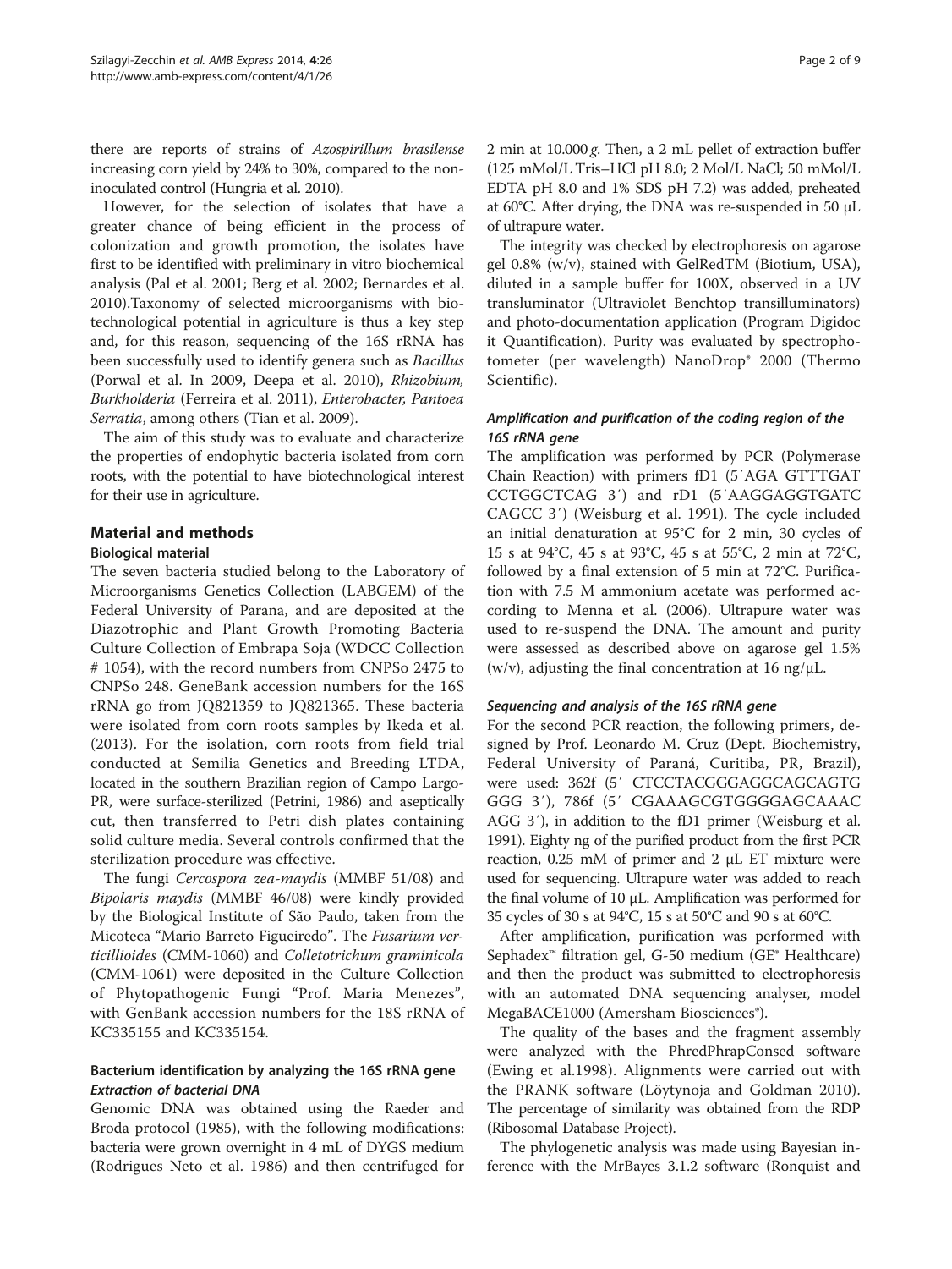there are reports of strains of *Azospirillum brasilense* increasing corn yield by 24% to 30%, compared to the non-inoculated control (Hungria et al. 2010).

However, for the selection of isolates that have a greater chance of being efficient in the process of colonization and growth promotion, the isolates have first to be identified with preliminary in vitro biochemical analysis (Pal et al. 2001; Berg et al. 2002; Bernardes et al. 2010).Taxonomy of selected microorganisms with biotechnological potential in agriculture is thus a key step and, for this reason, sequencing of the 16S rRNA has been successfully used to identify genera such as *Bacillus* (Porwal et al. In 2009, Deepa et al. 2010), *Rhizobium, Burkholderia* (Ferreira et al. 2011), *Enterobacter, Pantoea Serratia*, among others (Tian et al. 2009).

The aim of this study was to evaluate and characterize the properties of endophytic bacteria isolated from corn roots, with the potential to have biotechnological interest for their use in agriculture.

## Material and methods

### Biological material

The seven bacteria studied belong to the Laboratory of Microorganisms Genetics Collection (LABGEM) of the Federal University of Parana, and are deposited at the Diazotrophic and Plant Growth Promoting Bacteria Culture Collection of Embrapa Soja (WDCC Collection # 1054), with the record numbers from CNPSo 2475 to CNPSo 248. GeneBank accession numbers for the 16S rRNA go from JQ821359 to JQ821365. These bacteria were isolated from corn roots samples by Ikeda et al. (2013). For the isolation, corn roots from field trial conducted at Semilia Genetics and Breeding LTDA, located in the southern Brazilian region of Campo Largo-PR, were surface-sterilized (Petrini, 1986) and aseptically cut, then transferred to Petri dish plates containing solid culture media. Several controls confirmed that the sterilization procedure was effective.

The fungi *Cercospora zea-maydis* (MMBF 51/08) and *Bipolaris maydis* (MMBF 46/08) were kindly provided by the Biological Institute of São Paulo, taken from the Micoteca "Mario Barreto Figueiredo". The *Fusarium verticillioides* (CMM-1060) and *Colletotrichum graminicola* (CMM-1061) were deposited in the Culture Collection of Phytopathogenic Fungi "Prof. Maria Menezes", with GenBank accession numbers for the 18S rRNA of KC335155 and KC335154.

### Bacterium identification by analyzing the 16S rRNA gene

#### Extraction of bacterial DNA

Genomic DNA was obtained using the Raeder and Broda protocol (1985), with the following modifications: bacteria were grown overnight in 4 mL of DYGS medium (Rodrigues Neto et al. 1986) and then centrifuged for 2 min at 10.000 *g*. Then, a 2 mL pellet of extraction buffer (125 mMol/L Tris–HCl pH 8.0; 2 Mol/L NaCl; 50 mMol/L EDTA pH 8.0 and 1% SDS pH 7.2) was added, preheated at 60°C. After drying, the DNA was re-suspended in 50 μL of ultrapure water.

The integrity was checked by electrophoresis on agarose gel 0.8% (w/v), stained with GelRedTM (Biotium, USA), diluted in a sample buffer for 100X, observed in a UV transluminator (Ultraviolet Benchtop transilluminators) and photo-documentation application (Program Digidoc it Quantification). Purity was evaluated by spectrophotometer (per wavelength) NanoDrop® 2000 (Thermo Scientific).

#### Amplification and purification of the coding region of the 16S rRNA gene

The amplification was performed by PCR (Polymerase Chain Reaction) with primers fD1 (5′AGA GTTTGAT CCTGGCTCAG 3′) and rD1 (5′AAGGAGGTGATC CAGCC 3′) (Weisburg et al. 1991). The cycle included an initial denaturation at 95°C for 2 min, 30 cycles of 15 s at 94°C, 45 s at 93°C, 45 s at 55°C, 2 min at 72°C, followed by a final extension of 5 min at 72°C. Purification with 7.5 M ammonium acetate was performed according to Menna et al. (2006). Ultrapure water was used to re-suspend the DNA. The amount and purity were assessed as described above on agarose gel 1.5% (w/v), adjusting the final concentration at 16 ng/μL.

#### Sequencing and analysis of the 16S rRNA gene

For the second PCR reaction, the following primers, designed by Prof. Leonardo M. Cruz (Dept. Biochemistry, Federal University of Paraná, Curitiba, PR, Brazil), were used: 362f (5′ CTCCTACGGGAGGCAGCAGTG GGG 3′), 786f (5′ CGAAAGCGTGGGGAGCAAAC AGG 3′), in addition to the fD1 primer (Weisburg et al. 1991). Eighty ng of the purified product from the first PCR reaction, 0.25 mM of primer and 2 μL ET mixture were used for sequencing. Ultrapure water was added to reach the final volume of 10 μL. Amplification was performed for 35 cycles of 30 s at 94°C, 15 s at 50°C and 90 s at 60°C.

After amplification, purification was performed with Sephadex™ filtration gel, G-50 medium (GE® Healthcare) and then the product was submitted to electrophoresis with an automated DNA sequencing analyser, model MegaBACE1000 (Amersham Biosciences®).

The quality of the bases and the fragment assembly were analyzed with the PhredPhrapConsed software (Ewing et al.1998). Alignments were carried out with the PRANK software (Löytynoja and Goldman 2010). The percentage of similarity was obtained from the RDP (Ribosomal Database Project).

The phylogenetic analysis was made using Bayesian inference with the MrBayes 3.1.2 software (Ronquist and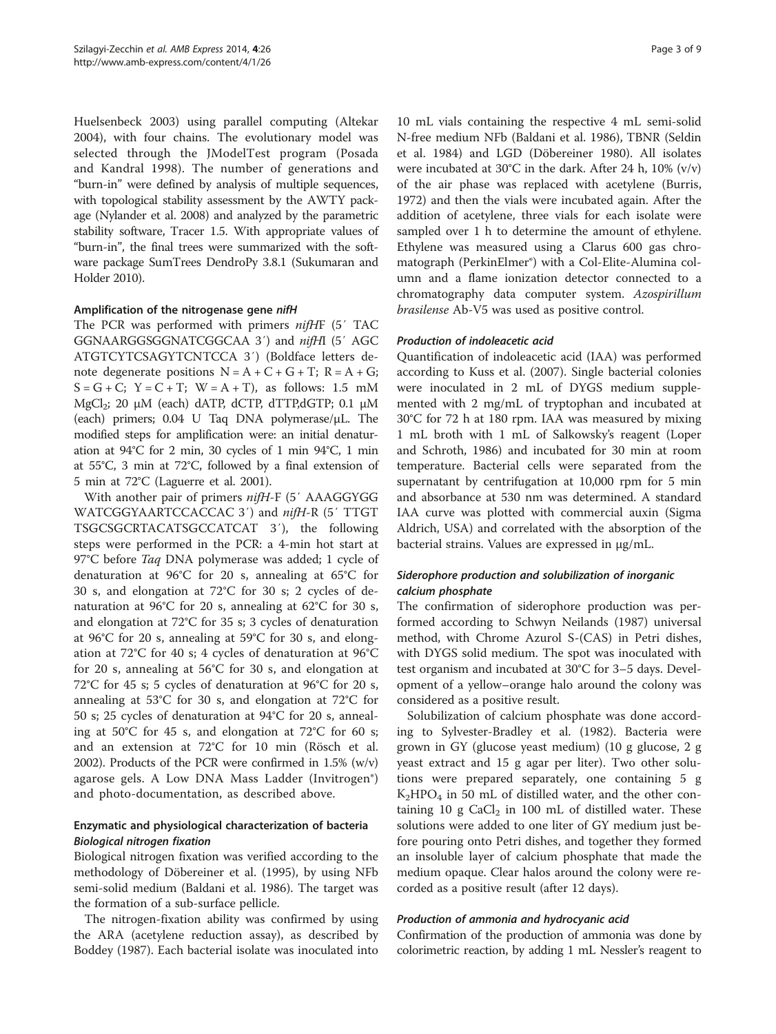Huelsenbeck 2003) using parallel computing (Altekar 2004), with four chains. The evolutionary model was selected through the JModelTest program (Posada and Kandral 1998). The number of generations and "burn-in" were defined by analysis of multiple sequences, with topological stability assessment by the AWTY package (Nylander et al. 2008) and analyzed by the parametric stability software, Tracer 1.5. With appropriate values of "burn-in", the final trees were summarized with the software package SumTrees DendroPy 3.8.1 (Sukumaran and Holder 2010).

#### Amplification of the nitrogenase gene *nifH*

The PCR was performed with primers *nifH*F (5′ TAC GGNAARGGSGGNATCGGCAA 3′) and *nifH*I (5′ AGC ATGTCYTCSAGYTCNTCCA 3′) (Boldface letters denote degenerate positions N = A + C + G + T; R = A + G; S = G + C; Y = C + T; W = A + T), as follows: 1.5 mM $MgCl_2$; 20 μM (each) dATP, dCTP, dTTP,dGTP; 0.1 μM (each) primers; 0.04 U Taq DNA polymerase/μL. The modified steps for amplification were: an initial denaturation at 94°C for 2 min, 30 cycles of 1 min 94°C, 1 min at 55°C, 3 min at 72°C, followed by a final extension of 5 min at 72°C (Laguerre et al. 2001).

With another pair of primers *nifH*-F (5′ AAAGGYGG WATCGGYAARTCCACCAC 3′) and *nifH*-R (5′ TTGT TSGCSGCRTACATSGCCATCAT 3′), the following steps were performed in the PCR: a 4-min hot start at 97°C before *Taq* DNA polymerase was added; 1 cycle of denaturation at 96°C for 20 s, annealing at 65°C for 30 s, and elongation at 72°C for 30 s; 2 cycles of denaturation at 96°C for 20 s, annealing at 62°C for 30 s, and elongation at 72°C for 35 s; 3 cycles of denaturation at 96°C for 20 s, annealing at 59°C for 30 s, and elongation at 72°C for 40 s; 4 cycles of denaturation at 96°C for 20 s, annealing at 56°C for 30 s, and elongation at 72°C for 45 s; 5 cycles of denaturation at 96°C for 20 s, annealing at 53°C for 30 s, and elongation at 72°C for 50 s; 25 cycles of denaturation at 94°C for 20 s, annealing at 50°C for 45 s, and elongation at 72°C for 60 s; and an extension at 72°C for 10 min (Rösch et al. 2002). Products of the PCR were confirmed in 1.5% (w/v) agarose gels. A Low DNA Mass Ladder (Invitrogen®) and photo-documentation, as described above.

### Enzymatic and physiological characterization of bacteria

#### *Biological nitrogen fixation*

Biological nitrogen fixation was verified according to the methodology of Döbereiner et al. (1995), by using NFb semi-solid medium (Baldani et al. 1986). The target was the formation of a sub-surface pellicle.

The nitrogen-fixation ability was confirmed by using the ARA (acetylene reduction assay), as described by Boddey (1987). Each bacterial isolate was inoculated into 10 mL vials containing the respective 4 mL semi-solid N-free medium NFb (Baldani et al. 1986), TBNR (Seldin et al. 1984) and LGD (Döbereiner 1980). All isolates were incubated at 30°C in the dark. After 24 h, 10% (v/v) of the air phase was replaced with acetylene (Burris, 1972) and then the vials were incubated again. After the addition of acetylene, three vials for each isolate were sampled over 1 h to determine the amount of ethylene. Ethylene was measured using a Clarus 600 gas chromatograph (PerkinElmer®) with a Col-Elite-Alumina column and a flame ionization detector connected to a chromatography data computer system. *Azospirillum brasilense* Ab-V5 was used as positive control.

#### *Production of indoleacetic acid*

Quantification of indoleacetic acid (IAA) was performed according to Kuss et al. (2007). Single bacterial colonies were inoculated in 2 mL of DYGS medium supplemented with 2 mg/mL of tryptophan and incubated at 30°C for 72 h at 180 rpm. IAA was measured by mixing 1 mL broth with 1 mL of Salkowsky's reagent (Loper and Schroth, 1986) and incubated for 30 min at room temperature. Bacterial cells were separated from the supernatant by centrifugation at 10,000 rpm for 5 min and absorbance at 530 nm was determined. A standard IAA curve was plotted with commercial auxin (Sigma Aldrich, USA) and correlated with the absorption of the bacterial strains. Values are expressed in μg/mL.

#### *Siderophore production and solubilization of inorganic calcium phosphate*

The confirmation of siderophore production was performed according to Schwyn Neilands (1987) universal method, with Chrome Azurol S-(CAS) in Petri dishes, with DYGS solid medium. The spot was inoculated with test organism and incubated at 30°C for 3–5 days. Development of a yellow–orange halo around the colony was considered as a positive result.

Solubilization of calcium phosphate was done according to Sylvester-Bradley et al. (1982). Bacteria were grown in GY (glucose yeast medium) (10 g glucose, 2 g yeast extract and 15 g agar per liter). Two other solutions were prepared separately, one containing 5 g $K_2HPO_4$ in 50 mL of distilled water, and the other containing 10 g $CaCl_2$ in 100 mL of distilled water. These solutions were added to one liter of GY medium just before pouring onto Petri dishes, and together they formed an insoluble layer of calcium phosphate that made the medium opaque. Clear halos around the colony were recorded as a positive result (after 12 days).

#### *Production of ammonia and hydrocyanic acid*

Confirmation of the production of ammonia was done by colorimetric reaction, by adding 1 mL Nessler's reagent to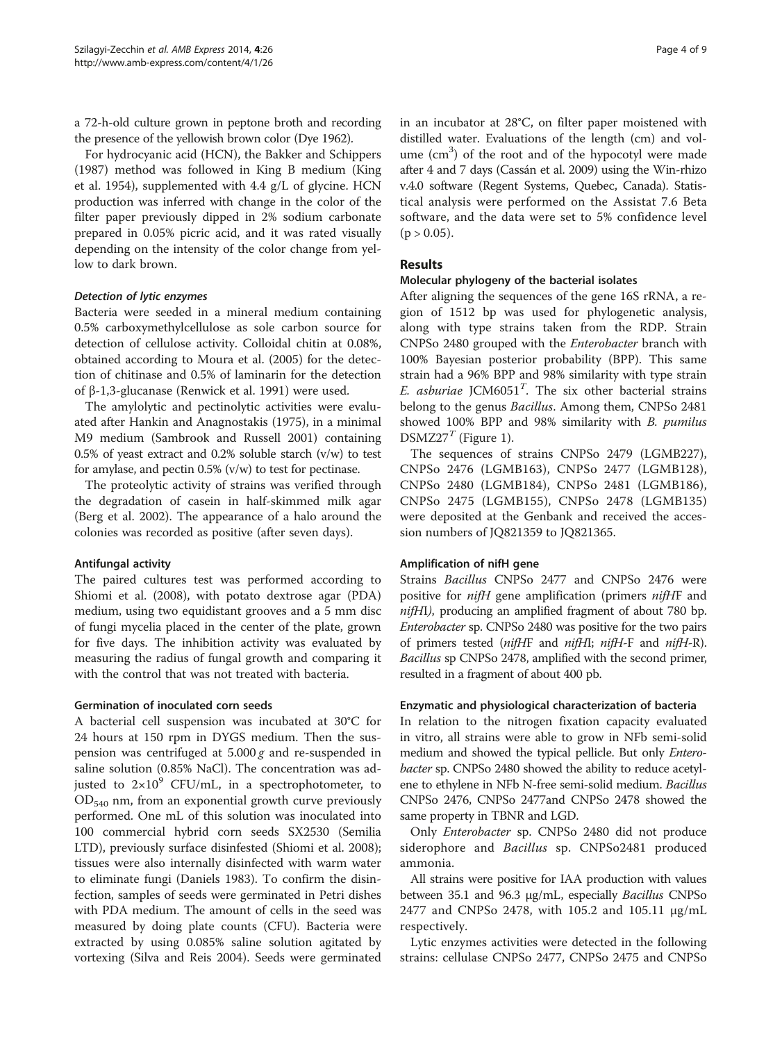a 72-h-old culture grown in peptone broth and recording the presence of the yellowish brown color (Dye 1962).

For hydrocyanic acid (HCN), the Bakker and Schippers (1987) method was followed in King B medium (King et al. 1954), supplemented with 4.4 g/L of glycine. HCN production was inferred with change in the color of the filter paper previously dipped in 2% sodium carbonate prepared in 0.05% picric acid, and it was rated visually depending on the intensity of the color change from yellow to dark brown.

#### *Detection of lytic enzymes*

Bacteria were seeded in a mineral medium containing 0.5% carboxymethylcellulose as sole carbon source for detection of cellulose activity. Colloidal chitin at 0.08%, obtained according to Moura et al. (2005) for the detection of chitinase and 0.5% of laminarin for the detection of β-1,3-glucanase (Renwick et al. 1991) were used.

The amylolytic and pectinolytic activities were evaluated after Hankin and Anagnostakis (1975), in a minimal M9 medium (Sambrook and Russell 2001) containing 0.5% of yeast extract and 0.2% soluble starch (v/w) to test for amylase, and pectin 0.5% (v/w) to test for pectinase.

The proteolytic activity of strains was verified through the degradation of casein in half-skimmed milk agar (Berg et al. 2002). The appearance of a halo around the colonies was recorded as positive (after seven days).

### Antifungal activity

The paired cultures test was performed according to Shiomi et al. (2008), with potato dextrose agar (PDA) medium, using two equidistant grooves and a 5 mm disc of fungi mycelia placed in the center of the plate, grown for five days. The inhibition activity was evaluated by measuring the radius of fungal growth and comparing it with the control that was not treated with bacteria.

### Germination of inoculated corn seeds

A bacterial cell suspension was incubated at 30°C for 24 hours at 150 rpm in DYGS medium. Then the suspension was centrifuged at 5.000 *g* and re-suspended in saline solution (0.85% NaCl). The concentration was adjusted to $2 \times 10^9$ CFU/mL, in a spectrophotometer, to $OD_{540}$ nm, from an exponential growth curve previously performed. One mL of this solution was inoculated into 100 commercial hybrid corn seeds SX2530 (Semilia LTD), previously surface disinfested (Shiomi et al. 2008); tissues were also internally disinfected with warm water to eliminate fungi (Daniels 1983). To confirm the disinfection, samples of seeds were germinated in Petri dishes with PDA medium. The amount of cells in the seed was measured by doing plate counts (CFU). Bacteria were extracted by using 0.085% saline solution agitated by vortexing (Silva and Reis 2004). Seeds were germinated in an incubator at 28°C, on filter paper moistened with distilled water. Evaluations of the length (cm) and volume ($cm^3$) of the root and of the hypocotyl were made after 4 and 7 days (Cassán et al. 2009) using the Win-rhizo v.4.0 software (Regent Systems, Quebec, Canada). Statistical analysis were performed on the Assistat 7.6 Beta software, and the data were set to 5% confidence level ($p > 0.05$).

## Results

### Molecular phylogeny of the bacterial isolates

After aligning the sequences of the gene 16S rRNA, a region of 1512 bp was used for phylogenetic analysis, along with type strains taken from the RDP. Strain CNPSo 2480 grouped with the *Enterobacter* branch with 100% Bayesian posterior probability (BPP). This same strain had a 96% BPP and 98% similarity with type strain *E. asburiae* JCM6051$^T$. The six other bacterial strains belong to the genus *Bacillus*. Among them, CNPSo 2481 showed 100% BPP and 98% similarity with *B. pumilus* DSMZ27$^T$ (Figure 1).

The sequences of strains CNPSo 2479 (LGMB227), CNPSo 2476 (LGMB163), CNPSo 2477 (LGMB128), CNPSo 2480 (LGMB184), CNPSo 2481 (LGMB186), CNPSo 2475 (LGMB155), CNPSo 2478 (LGMB135) were deposited at the Genbank and received the accession numbers of JQ821359 to JQ821365.

### Amplification of nifH gene

Strains *Bacillus* CNPSo 2477 and CNPSo 2476 were positive for *nifH* gene amplification (primers *nifH*F and *nifH*I), producing an amplified fragment of about 780 bp. *Enterobacter* sp. CNPSo 2480 was positive for the two pairs of primers tested (*nifH*F and *nifH*I; *nifH*-F and *nifH*-R). *Bacillus* sp CNPSo 2478, amplified with the second primer, resulted in a fragment of about 400 pb.

### Enzymatic and physiological characterization of bacteria

In relation to the nitrogen fixation capacity evaluated in vitro, all strains were able to grow in NFb semi-solid medium and showed the typical pellicle. But only *Enterobacter* sp. CNPSo 2480 showed the ability to reduce acetylene to ethylene in NFb N-free semi-solid medium. *Bacillus* CNPSo 2476, CNPSo 2477and CNPSo 2478 showed the same property in TBNR and LGD.

Only *Enterobacter* sp. CNPSo 2480 did not produce siderophore and *Bacillus* sp. CNPSo2481 produced ammonia.

All strains were positive for IAA production with values between 35.1 and 96.3 μg/mL, especially *Bacillus* CNPSo 2477 and CNPSo 2478, with 105.2 and 105.11 μg/mL respectively.

Lytic enzymes activities were detected in the following strains: cellulase CNPSo 2477, CNPSo 2475 and CNPSo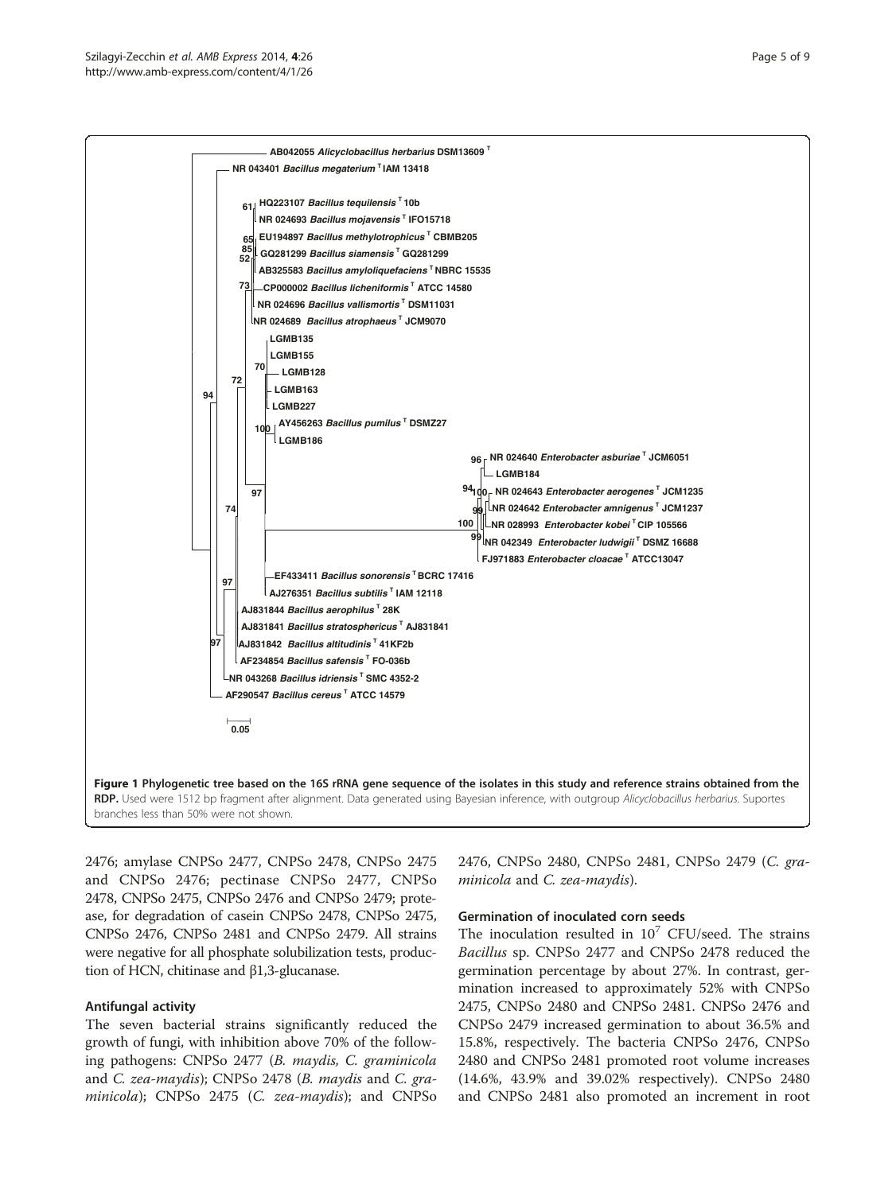Figure 1 Phylogenetic tree based on the 16S rRNA gene sequence of the isolates in this study and reference strains obtained from the RDP. Used were 1512 bp fragment after alignment. Data generated using Bayesian inference, with outgroup *Alicyclobacillus herbarius*. Suportes branches less than 50% were not shown.

2476; amylase CNPSo 2477, CNPSo 2478, CNPSo 2475 and CNPSo 2476; pectinase CNPSo 2477, CNPSo 2478, CNPSo 2475, CNPSo 2476 and CNPSo 2479; protease, for degradation of casein CNPSo 2478, CNPSo 2475, CNPSo 2476, CNPSo 2481 and CNPSo 2479. All strains were negative for all phosphate solubilization tests, production of HCN, chitinase and β1,3-glucanase.

### Antifungal activity

The seven bacterial strains significantly reduced the growth of fungi, with inhibition above 70% of the following pathogens: CNPSo 2477 (*B. maydis, C. graminicola* and *C. zea-maydis*); CNPSo 2478 (*B. maydis* and *C. graminicola*); CNPSo 2475 (*C. zea-maydis*); and CNPSo 2476, CNPSo 2480, CNPSo 2481, CNPSo 2479 (*C. graminicola* and *C. zea-maydis*).

### Germination of inoculated corn seeds

The inoculation resulted in $10^7$ CFU/seed. The strains *Bacillus* sp. CNPSo 2477 and CNPSo 2478 reduced the germination percentage by about 27%. In contrast, germination increased to approximately 52% with CNPSo 2475, CNPSo 2480 and CNPSo 2481. CNPSo 2476 and CNPSo 2479 increased germination to about 36.5% and 15.8%, respectively. The bacteria CNPSo 2476, CNPSo 2480 and CNPSo 2481 promoted root volume increases (14.6%, 43.9% and 39.02% respectively). CNPSo 2480 and CNPSo 2481 also promoted an increment in root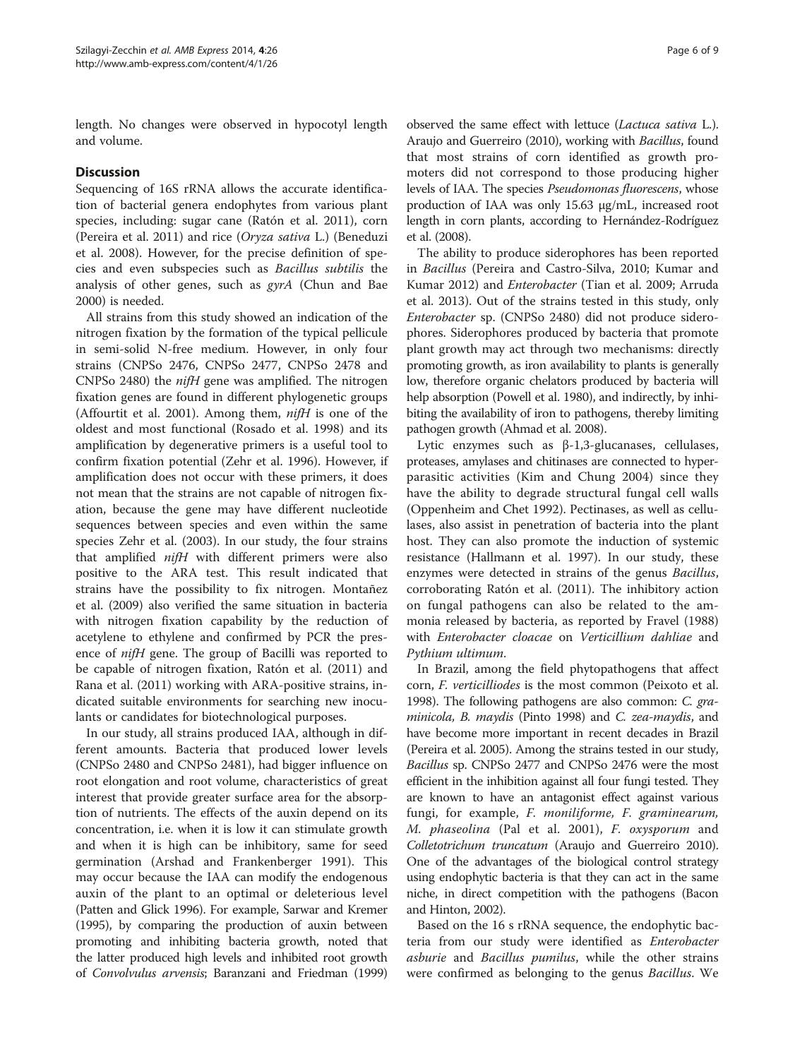length. No changes were observed in hypocotyl length and volume.

## Discussion

Sequencing of 16S rRNA allows the accurate identification of bacterial genera endophytes from various plant species, including: sugar cane (Ratón et al. 2011), corn (Pereira et al. 2011) and rice (*Oryza sativa* L.) (Beneduzi et al. 2008). However, for the precise definition of species and even subspecies such as *Bacillus subtilis* the analysis of other genes, such as *gyrA* (Chun and Bae 2000) is needed.

All strains from this study showed an indication of the nitrogen fixation by the formation of the typical pellicule in semi-solid N-free medium. However, in only four strains (CNPSo 2476, CNPSo 2477, CNPSo 2478 and CNPSo 2480) the *nifH* gene was amplified. The nitrogen fixation genes are found in different phylogenetic groups (Affourtit et al. 2001). Among them, *nifH* is one of the oldest and most functional (Rosado et al. 1998) and its amplification by degenerative primers is a useful tool to confirm fixation potential (Zehr et al. 1996). However, if amplification does not occur with these primers, it does not mean that the strains are not capable of nitrogen fixation, because the gene may have different nucleotide sequences between species and even within the same species Zehr et al. (2003). In our study, the four strains that amplified *nifH* with different primers were also positive to the ARA test. This result indicated that strains have the possibility to fix nitrogen. Montañez et al. (2009) also verified the same situation in bacteria with nitrogen fixation capability by the reduction of acetylene to ethylene and confirmed by PCR the presence of *nifH* gene. The group of Bacilli was reported to be capable of nitrogen fixation, Ratón et al. (2011) and Rana et al. (2011) working with ARA-positive strains, indicated suitable environments for searching new inoculants or candidates for biotechnological purposes.

In our study, all strains produced IAA, although in different amounts. Bacteria that produced lower levels (CNPSo 2480 and CNPSo 2481), had bigger influence on root elongation and root volume, characteristics of great interest that provide greater surface area for the absorption of nutrients. The effects of the auxin depend on its concentration, i.e. when it is low it can stimulate growth and when it is high can be inhibitory, same for seed germination (Arshad and Frankenberger 1991). This may occur because the IAA can modify the endogenous auxin of the plant to an optimal or deleterious level (Patten and Glick 1996). For example, Sarwar and Kremer (1995), by comparing the production of auxin between promoting and inhibiting bacteria growth, noted that the latter produced high levels and inhibited root growth of *Convolvulus arvensis*; Baranzani and Friedman (1999) observed the same effect with lettuce (*Lactuca sativa* L.). Araujo and Guerreiro (2010), working with *Bacillus*, found that most strains of corn identified as growth promoters did not correspond to those producing higher levels of IAA. The species *Pseudomonas fluorescens*, whose production of IAA was only 15.63 μg/mL, increased root length in corn plants, according to Hernández-Rodríguez et al. (2008).

The ability to produce siderophores has been reported in *Bacillus* (Pereira and Castro-Silva, 2010; Kumar and Kumar 2012) and *Enterobacter* (Tian et al. 2009; Arruda et al. 2013). Out of the strains tested in this study, only *Enterobacter* sp. (CNPSo 2480) did not produce siderophores. Siderophores produced by bacteria that promote plant growth may act through two mechanisms: directly promoting growth, as iron availability to plants is generally low, therefore organic chelators produced by bacteria will help absorption (Powell et al. 1980), and indirectly, by inhibiting the availability of iron to pathogens, thereby limiting pathogen growth (Ahmad et al. 2008).

Lytic enzymes such as β-1,3-glucanases, cellulases, proteases, amylases and chitinases are connected to hyperparasitic activities (Kim and Chung 2004) since they have the ability to degrade structural fungal cell walls (Oppenheim and Chet 1992). Pectinases, as well as cellulases, also assist in penetration of bacteria into the plant host. They can also promote the induction of systemic resistance (Hallmann et al. 1997). In our study, these enzymes were detected in strains of the genus *Bacillus*, corroborating Ratón et al. (2011). The inhibitory action on fungal pathogens can also be related to the ammonia released by bacteria, as reported by Fravel (1988) with *Enterobacter cloacae* on *Verticillium dahliae* and *Pythium ultimum*.

In Brazil, among the field phytopathogens that affect corn, *F. verticilliodes* is the most common (Peixoto et al. 1998). The following pathogens are also common: *C. graminicola, B. maydis* (Pinto 1998) and *C. zea-maydis*, and have become more important in recent decades in Brazil (Pereira et al. 2005). Among the strains tested in our study, *Bacillus* sp. CNPSo 2477 and CNPSo 2476 were the most efficient in the inhibition against all four fungi tested. They are known to have an antagonist effect against various fungi, for example, *F. moniliforme, F. graminearum, M. phaseolina* (Pal et al. 2001), *F. oxysporum* and *Colletotrichum truncatum* (Araujo and Guerreiro 2010). One of the advantages of the biological control strategy using endophytic bacteria is that they can act in the same niche, in direct competition with the pathogens (Bacon and Hinton, 2002).

Based on the 16 s rRNA sequence, the endophytic bacteria from our study were identified as *Enterobacter asburie* and *Bacillus pumilus*, while the other strains were confirmed as belonging to the genus *Bacillus*. We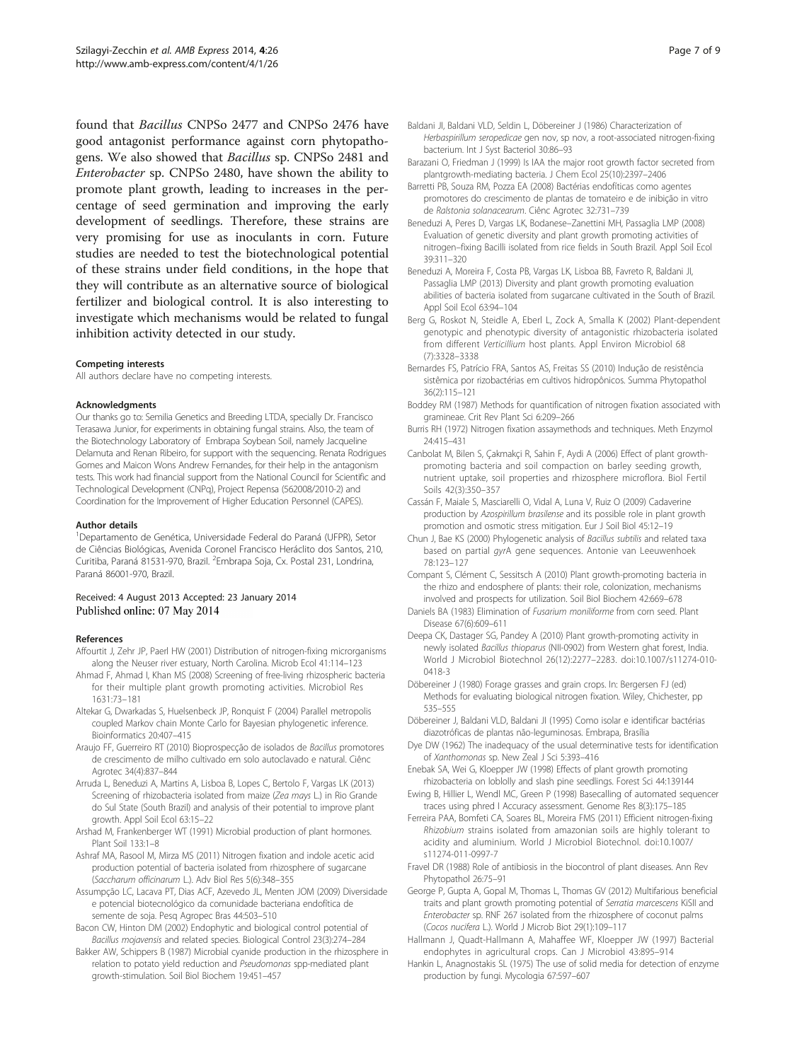found that *Bacillus* CNPSo 2477 and CNPSo 2476 have good antagonist performance against corn phytopathogens. We also showed that *Bacillus* sp. CNPSo 2481 and *Enterobacter* sp. CNPSo 2480, have shown the ability to promote plant growth, leading to increases in the percentage of seed germination and improving the early development of seedlings. Therefore, these strains are very promising for use as inoculants in corn. Future studies are needed to test the biotechnological potential of these strains under field conditions, in the hope that they will contribute as an alternative source of biological fertilizer and biological control. It is also interesting to investigate which mechanisms would be related to fungal inhibition activity detected in our study.

#### Competing interests
All authors declare have no competing interests.

#### Acknowledgments
Our thanks go to: Semilia Genetics and Breeding LTDA, specially Dr. Francisco Terasawa Junior, for experiments in obtaining fungal strains. Also, the team of the Biotechnology Laboratory of Embrapa Soybean Soil, namely Jacqueline Delamuta and Renan Ribeiro, for support with the sequencing. Renata Rodrigues Gomes and Maicon Wons Andrew Fernandes, for their help in the antagonism tests. This work had financial support from the National Council for Scientific and Technological Development (CNPq), Project Repensa (562008/2010-2) and Coordination for the Improvement of Higher Education Personnel (CAPES).

#### Author details
[1]Departamento de Genética, Universidade Federal do Paraná (UFPR), Setor de Ciências Biológicas, Avenida Coronel Francisco Heráclito dos Santos, 210, Curitiba, Paraná 81531-970, Brazil. [2]Embrapa Soja, Cx. Postal 231, Londrina, Paraná 86001-970, Brazil.

Received: 4 August 2013 Accepted: 23 January 2014
Published online: 07 May 2014

#### References
Affourtit J, Zehr JP, Paerl HW (2001) Distribution of nitrogen-fixing microrganisms along the Neuser river estuary, North Carolina. Microb Ecol 41:114–123

Ahmad F, Ahmad I, Khan MS (2008) Screening of free-living rhizospheric bacteria for their multiple plant growth promoting activities. Microbiol Res 1631:73–181

Altekar G, Dwarkadas S, Huelsenbeck JP, Ronquist F (2004) Parallel metropolis coupled Markov chain Monte Carlo for Bayesian phylogenetic inference. Bioinformatics 20:407–415

Araujo FF, Guerreiro RT (2010) Bioprospecção de isolados de *Bacillus* promotores de crescimento de milho cultivado em solo autoclavado e natural. Ciênc Agrotec 34(4):837–844

Arruda L, Beneduzi A, Martins A, Lisboa B, Lopes C, Bertolo F, Vargas LK (2013) Screening of rhizobacteria isolated from maize (*Zea mays* L.) in Rio Grande do Sul State (South Brazil) and analysis of their potential to improve plant growth. Appl Soil Ecol 63:15–22

Arshad M, Frankenberger WT (1991) Microbial production of plant hormones. Plant Soil 133:1–8

Ashraf MA, Rasool M, Mirza MS (2011) Nitrogen fixation and indole acetic acid production potential of bacteria isolated from rhizosphere of sugarcane (*Saccharum officinarum* L.). Adv Biol Res 5(6):348–355

Assumpção LC, Lacava PT, Dias ACF, Azevedo JL, Menten JOM (2009) Diversidade e potencial biotecnológico da comunidade bacteriana endofítica de semente de soja. Pesq Agropec Bras 44:503–510

Bacon CW, Hinton DM (2002) Endophytic and biological control potential of *Bacillus mojavensis* and related species. Biological Control 23(3):274–284

Bakker AW, Schippers B (1987) Microbial cyanide production in the rhizosphere in relation to potato yield reduction and *Pseudomonas* spp-mediated plant growth-stimulation. Soil Biol Biochem 19:451–457

Baldani JI, Baldani VLD, Seldin L, Döbereiner J (1986) Characterization of *Herbaspirillum seropedicae* gen nov, sp nov, a root-associated nitrogen-fixing bacterium. Int J Syst Bacteriol 30:86–93

Barazani O, Friedman J (1999) Is IAA the major root growth factor secreted from plantgrowth-mediating bacteria. J Chem Ecol 25(10):2397–2406

Barretti PB, Souza RM, Pozza EA (2008) Bactérias endofíticas como agentes promotores do crescimento de plantas de tomateiro e de inibição in vitro de *Ralstonia solanacearum*. Ciênc Agrotec 32:731–739

Beneduzi A, Peres D, Vargas LK, Bodanese–Zanettini MH, Passaglia LMP (2008) Evaluation of genetic diversity and plant growth promoting activities of nitrogen–fixing Bacilli isolated from rice fields in South Brazil. Appl Soil Ecol 39:311–320

Beneduzi A, Moreira F, Costa PB, Vargas LK, Lisboa BB, Favreto R, Baldani JI, Passaglia LMP (2013) Diversity and plant growth promoting evaluation abilities of bacteria isolated from sugarcane cultivated in the South of Brazil. Appl Soil Ecol 63:94–104

Berg G, Roskot N, Steidle A, Eberl L, Zock A, Smalla K (2002) Plant-dependent genotypic and phenotypic diversity of antagonistic rhizobacteria isolated from different *Verticillium* host plants. Appl Environ Microbiol 68 (7):3328–3338

Bernardes FS, Patrício FRA, Santos AS, Freitas SS (2010) Indução de resistência sistêmica por rizobactérias em cultivos hidropônicos. Summa Phytopathol 36(2):115–121

Boddey RM (1987) Methods for quantification of nitrogen fixation associated with gramineae. Crit Rev Plant Sci 6:209–266

Burris RH (1972) Nitrogen fixation assaymethods and techniques. Meth Enzymol 24:415–431

Canbolat M, Bilen S, Çakmakçi R, Sahin F, Aydi A (2006) Effect of plant growth-promoting bacteria and soil compaction on barley seeding growth, nutrient uptake, soil properties and rhizosphere microflora. Biol Fertil Soils 42(3):350–357

Cassán F, Maiale S, Masciarelli O, Vidal A, Luna V, Ruiz O (2009) Cadaverine production by *Azospirillum brasilense* and its possible role in plant growth promotion and osmotic stress mitigation. Eur J Soil Biol 45:12–19

Chun J, Bae KS (2000) Phylogenetic analysis of *Bacillus subtilis* and related taxa based on partial *gyr*A gene sequences. Antonie van Leeuwenhoek 78:123–127

Compant S, Clément C, Sessitsch A (2010) Plant growth-promoting bacteria in the rhizo and endosphere of plants: their role, colonization, mechanisms involved and prospects for utilization. Soil Biol Biochem 42:669–678

Daniels BA (1983) Elimination of *Fusarium moniliforme* from corn seed. Plant Disease 67(6):609–611

Deepa CK, Dastager SG, Pandey A (2010) Plant growth-promoting activity in newly isolated *Bacillus thioparus* (NII-0902) from Western ghat forest, India. World J Microbiol Biotechnol 26(12):2277–2283. doi:10.1007/s11274-010-0418-3

Döbereiner J (1980) Forage grasses and grain crops. In: Bergersen FJ (ed) Methods for evaluating biological nitrogen fixation. Wiley, Chichester, pp 535–555

Döbereiner J, Baldani VLD, Baldani JI (1995) Como isolar e identificar bactérias diazotróficas de plantas não-leguminosas. Embrapa, Brasília

Dye DW (1962) The inadequacy of the usual determinative tests for identification of *Xanthomonas* sp. New Zeal J Sci 5:393–416

Enebak SA, Wei G, Kloepper JW (1998) Effects of plant growth promoting rhizobacteria on loblolly and slash pine seedlings. Forest Sci 44:139144

Ewing B, Hillier L, Wendl MC, Green P (1998) Basecalling of automated sequencer traces using phred I Accuracy assessment. Genome Res 8(3):175–185

Ferreira PAA, Bomfeti CA, Soares BL, Moreira FMS (2011) Efficient nitrogen-fixing *Rhizobium* strains isolated from amazonian soils are highly tolerant to acidity and aluminium. World J Microbiol Biotechnol. doi:10.1007/s11274-011-0997-7

Fravel DR (1988) Role of antibiosis in the biocontrol of plant diseases. Ann Rev Phytopathol 26:75–91

George P, Gupta A, Gopal M, Thomas L, Thomas GV (2012) Multifarious beneficial traits and plant growth promoting potential of *Serratia marcescens* KiSII and *Enterobacter* sp. RNF 267 isolated from the rhizosphere of coconut palms (*Cocos nucifera* L.). World J Microb Biot 29(1):109–117

Hallmann J, Quadt-Hallmann A, Mahaffee WF, Kloepper JW (1997) Bacterial endophytes in agricultural crops. Can J Microbiol 43:895–914

Hankin L, Anagnostakis SL (1975) The use of solid media for detection of enzyme production by fungi. Mycologia 67:597–607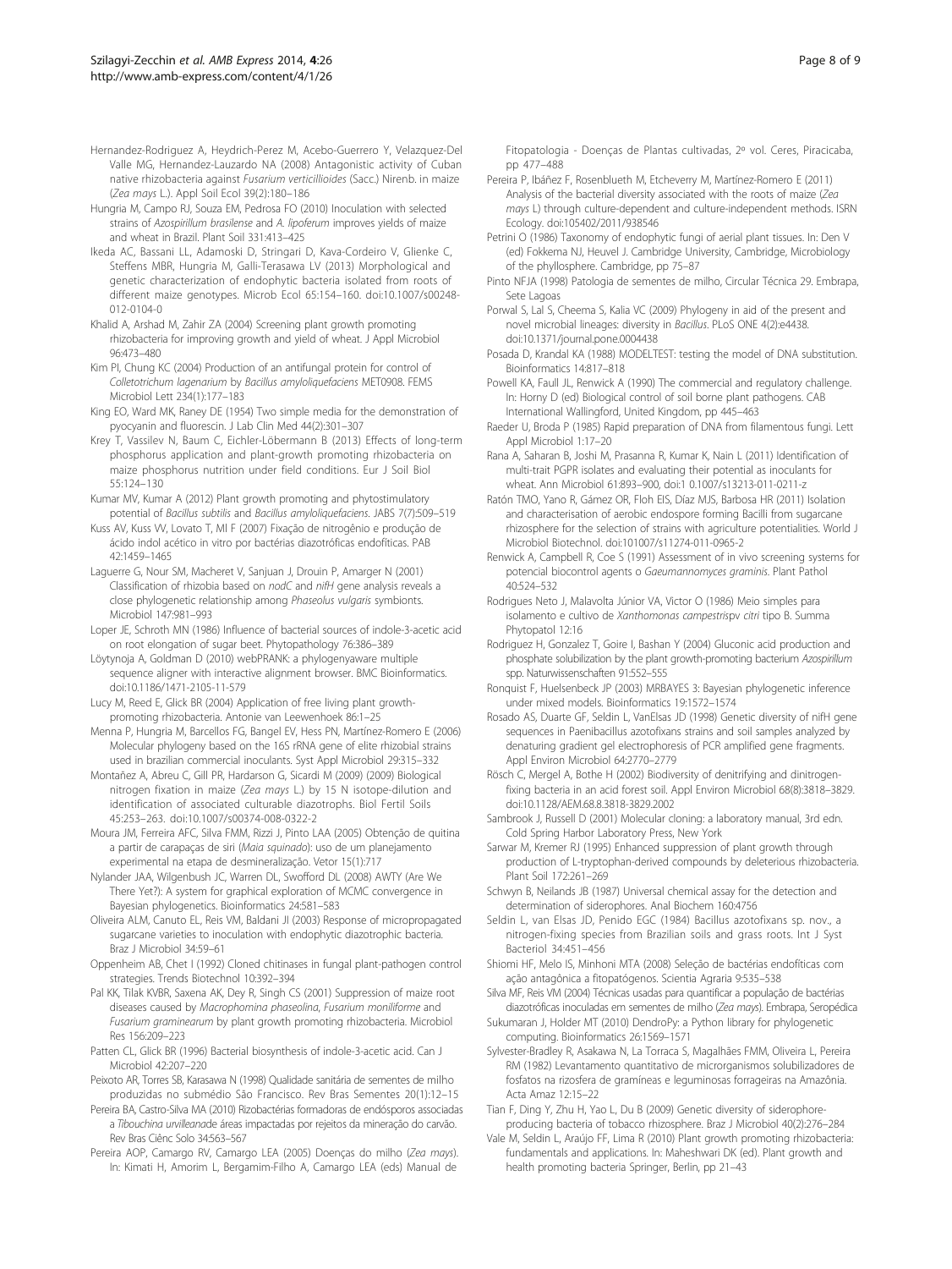Hernandez-Rodriguez A, Heydrich-Perez M, Acebo-Guerrero Y, Velazquez-Del Valle MG, Hernandez-Lauzardo NA (2008) Antagonistic activity of Cuban native rhizobacteria against *Fusarium verticillioides* (Sacc.) Nirenb. in maize (*Zea mays* L.). Appl Soil Ecol 39(2):180–186

Hungria M, Campo RJ, Souza EM, Pedrosa FO (2010) Inoculation with selected strains of *Azospirillum brasilense* and *A. lipoferum* improves yields of maize and wheat in Brazil. Plant Soil 331:413–425

Ikeda AC, Bassani LL, Adamoski D, Stringari D, Kava-Cordeiro V, Glienke C, Steffens MBR, Hungria M, Galli-Terasawa LV (2013) Morphological and genetic characterization of endophytic bacteria isolated from roots of different maize genotypes. Microb Ecol 65:154–160. doi:10.1007/s00248-012-0104-0

Khalid A, Arshad M, Zahir ZA (2004) Screening plant growth promoting rhizobacteria for improving growth and yield of wheat. J Appl Microbiol 96:473–480

Kim PI, Chung KC (2004) Production of an antifungal protein for control of *Colletotrichum lagenarium* by *Bacillus amyloliquefaciens* MET0908. FEMS Microbiol Lett 234(1):177–183

King EO, Ward MK, Raney DE (1954) Two simple media for the demonstration of pyocyanin and fluorescin. J Lab Clin Med 44(2):301–307

Krey T, Vassilev N, Baum C, Eichler-Löbermann B (2013) Effects of long-term phosphorus application and plant-growth promoting rhizobacteria on maize phosphorus nutrition under field conditions. Eur J Soil Biol 55:124–130

Kumar MV, Kumar A (2012) Plant growth promoting and phytostimulatory potential of *Bacillus subtilis* and *Bacillus amyloliquefaciens*. JABS 7(7):509–519

Kuss AV, Kuss VV, Lovato T, MI F (2007) Fixação de nitrogênio e produção de ácido indol acético in vitro por bactérias diazotróficas endofíticas. PAB 42:1459–1465

Laguerre G, Nour SM, Macheret V, Sanjuan J, Drouin P, Amarger N (2001) Classification of rhizobia based on *nodC* and *nifH* gene analysis reveals a close phylogenetic relationship among *Phaseolus vulgaris* symbionts. Microbiol 147:981–993

Loper JE, Schroth MN (1986) Influence of bacterial sources of indole-3-acetic acid on root elongation of sugar beet. Phytopathology 76:386–389

Löytynoja A, Goldman D (2010) webPRANK: a phylogenyaware multiple sequence aligner with interactive alignment browser. BMC Bioinformatics. doi:10.1186/1471-2105-11-579

Lucy M, Reed E, Glick BR (2004) Application of free living plant growth-promoting rhizobacteria. Antonie van Leewenhoek 86:1–25

Menna P, Hungria M, Barcellos FG, Bangel EV, Hess PN, Martínez-Romero E (2006) Molecular phylogeny based on the 16S rRNA gene of elite rhizobial strains used in brazilian commercial inoculants. Syst Appl Microbiol 29:315–332

Montañez A, Abreu C, Gill PR, Hardarson G, Sicardi M (2009) (2009) Biological nitrogen fixation in maize (*Zea mays* L.) by 15 N isotope-dilution and identification of associated culturable diazotrophs. Biol Fertil Soils 45:253–263. doi:10.1007/s00374-008-0322-2

Moura JM, Ferreira AFC, Silva FMM, Rizzi J, Pinto LAA (2005) Obtenção de quitina a partir de carapaças de siri (*Maia squinado*): uso de um planejamento experimental na etapa de desmineralização. Vetor 15(1):717

Nylander JAA, Wilgenbush JC, Warren DL, Swofford DL (2008) AWTY (Are We There Yet?): A system for graphical exploration of MCMC convergence in Bayesian phylogenetics. Bioinformatics 24:581–583

Oliveira ALM, Canuto EL, Reis VM, Baldani JI (2003) Response of micropropagated sugarcane varieties to inoculation with endophytic diazotrophic bacteria. Braz J Microbiol 34:59–61

Oppenheim AB, Chet I (1992) Cloned chitinases in fungal plant-pathogen control strategies. Trends Biotechnol 10:392–394

Pal KK, Tilak KVBR, Saxena AK, Dey R, Singh CS (2001) Suppression of maize root diseases caused by *Macrophomina phaseolina*, *Fusarium moniliforme* and *Fusarium graminearum* by plant growth promoting rhizobacteria. Microbiol Res 156:209–223

Patten CL, Glick BR (1996) Bacterial biosynthesis of indole-3-acetic acid. Can J Microbiol 42:207–220

Peixoto AR, Torres SB, Karasawa N (1998) Qualidade sanitária de sementes de milho produzidas no submédio São Francisco. Rev Bras Sementes 20(1):12–15

Pereira BA, Castro-Silva MA (2010) Rizobactérias formadoras de endósporos associadas a *Tibouchina urvilleana*de áreas impactadas por rejeitos da mineração do carvão. Rev Bras Ciênc Solo 34:563–567

Pereira AOP, Camargo RV, Camargo LEA (2005) Doenças do milho (*Zea mays*). In: Kimati H, Amorim L, Bergamim-Filho A, Camargo LEA (eds) Manual de Fitopatologia - Doenças de Plantas cultivadas, 2º vol. Ceres, Piracicaba, pp 477–488

Pereira P, Ibáñez F, Rosenblueth M, Etcheverry M, Martínez-Romero E (2011) Analysis of the bacterial diversity associated with the roots of maize (*Zea mays* L) through culture-dependent and culture-independent methods. ISRN Ecology. doi:105402/2011/938546

Petrini O (1986) Taxonomy of endophytic fungi of aerial plant tissues. In: Den V (ed) Fokkema NJ, Heuvel J. Cambridge University, Cambridge, Microbiology of the phyllosphere. Cambridge, pp 75–87

Pinto NFJA (1998) Patologia de sementes de milho, Circular Técnica 29. Embrapa, Sete Lagoas

Porwal S, Lal S, Cheema S, Kalia VC (2009) Phylogeny in aid of the present and novel microbial lineages: diversity in *Bacillus*. PLoS ONE 4(2):e4438. doi:10.1371/journal.pone.0004438

Posada D, Krandal KA (1988) MODELTEST: testing the model of DNA substitution. Bioinformatics 14:817–818

Powell KA, Faull JL, Renwick A (1990) The commercial and regulatory challenge. In: Horny D (ed) Biological control of soil borne plant pathogens. CAB International Wallingford, United Kingdom, pp 445–463

Raeder U, Broda P (1985) Rapid preparation of DNA from filamentous fungi. Lett Appl Microbiol 1:17–20

Rana A, Saharan B, Joshi M, Prasanna R, Kumar K, Nain L (2011) Identification of multi-trait PGPR isolates and evaluating their potential as inoculants for wheat. Ann Microbiol 61:893–900, doi:1 0.1007/s13213-011-0211-z

Ratón TMO, Yano R, Gámez OR, Floh EIS, Díaz MJS, Barbosa HR (2011) Isolation and characterisation of aerobic endospore forming Bacilli from sugarcane rhizosphere for the selection of strains with agriculture potentialities. World J Microbiol Biotechnol. doi:101007/s11274-011-0965-2

Renwick A, Campbell R, Coe S (1991) Assessment of in vivo screening systems for potencial biocontrol agents o *Gaeumannomyces graminis*. Plant Pathol 40:524–532

Rodrigues Neto J, Malavolta Júnior VA, Victor O (1986) Meio simples para isolamento e cultivo de *Xanthomonas campestris*pv *citri* tipo B. Summa Phytopatol 12:16

Rodriguez H, Gonzalez T, Goire I, Bashan Y (2004) Gluconic acid production and phosphate solubilization by the plant growth-promoting bacterium *Azospirillum* spp. Naturwissenschaften 91:552–555

Ronquist F, Huelsenbeck JP (2003) MRBAYES 3: Bayesian phylogenetic inference under mixed models. Bioinformatics 19:1572–1574

Rosado AS, Duarte GF, Seldin L, VanElsas JD (1998) Genetic diversity of nifH gene sequences in Paenibacillus azotofixans strains and soil samples analyzed by denaturing gradient gel electrophoresis of PCR amplified gene fragments. Appl Environ Microbiol 64:2770–2779

Rösch C, Mergel A, Bothe H (2002) Biodiversity of denitrifying and dinitrogen-fixing bacteria in an acid forest soil. Appl Environ Microbiol 68(8):3818–3829. doi:10.1128/AEM.68.8.3818-3829.2002

Sambrook J, Russell D (2001) Molecular cloning: a laboratory manual, 3rd edn. Cold Spring Harbor Laboratory Press, New York

Sarwar M, Kremer RJ (1995) Enhanced suppression of plant growth through production of L-tryptophan-derived compounds by deleterious rhizobacteria. Plant Soil 172:261–269

Schwyn B, Neilands JB (1987) Universal chemical assay for the detection and determination of siderophores. Anal Biochem 160:4756

Seldin L, van Elsas JD, Penido EGC (1984) Bacillus azotofixans sp. nov., a nitrogen-fixing species from Brazilian soils and grass roots. Int J Syst Bacteriol 34:451–456

Shiomi HF, Melo IS, Minhoni MTA (2008) Seleção de bactérias endofíticas com ação antagônica a fitopatógenos. Scientia Agraria 9:535–538

Silva MF, Reis VM (2004) Técnicas usadas para quantificar a população de bactérias diazotróficas inoculadas em sementes de milho (*Zea mays*). Embrapa, Seropédica

Sukumaran J, Holder MT (2010) DendroPy: a Python library for phylogenetic computing. Bioinformatics 26:1569–1571

Sylvester-Bradley R, Asakawa N, La Torraca S, Magalhães FMM, Oliveira L, Pereira RM (1982) Levantamento quantitativo de microrganismos solubilizadores de fosfatos na rizosfera de gramíneas e leguminosas forrageiras na Amazônia. Acta Amaz 12:15–22

Tian F, Ding Y, Zhu H, Yao L, Du B (2009) Genetic diversity of siderophore-producing bacteria of tobacco rhizosphere. Braz J Microbiol 40(2):276–284

Vale M, Seldin L, Araújo FF, Lima R (2010) Plant growth promoting rhizobacteria: fundamentals and applications. In: Maheshwari DK (ed). Plant growth and health promoting bacteria Springer, Berlin, pp 21–43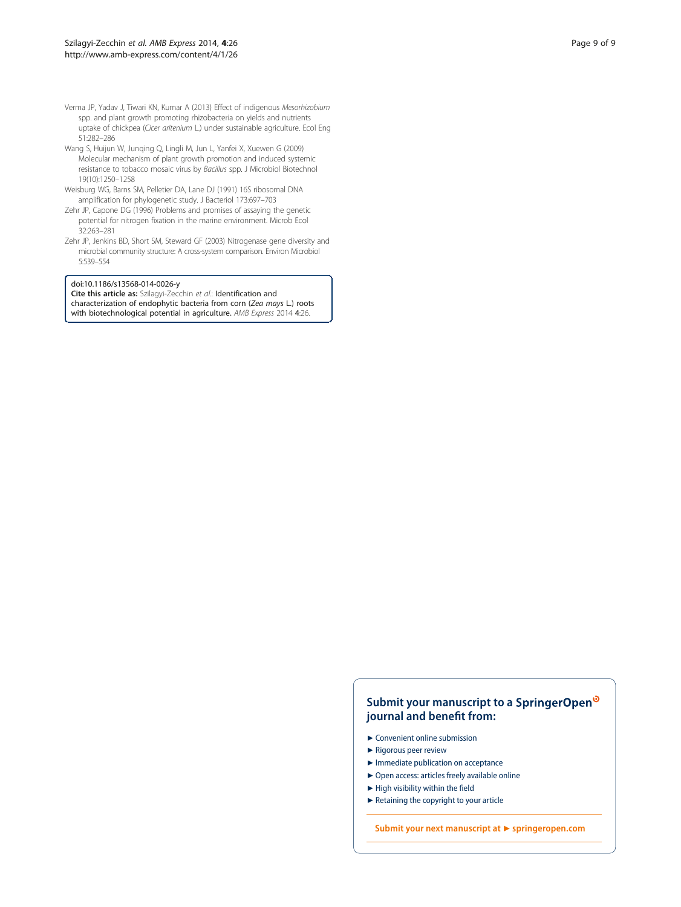Verma JP, Yadav J, Tiwari KN, Kumar A (2013) Effect of indigenous *Mesorhizobium* spp. and plant growth promoting rhizobacteria on yields and nutrients uptake of chickpea (*Cicer aritenium* L.) under sustainable agriculture. Ecol Eng 51:282–286

Wang S, Huijun W, Junqing Q, Lingli M, Jun L, Yanfei X, Xuewen G (2009) Molecular mechanism of plant growth promotion and induced systemic resistance to tobacco mosaic virus by *Bacillus* spp. J Microbiol Biotechnol 19(10):1250–1258

Weisburg WG, Barns SM, Pelletier DA, Lane DJ (1991) 16S ribosomal DNA amplification for phylogenetic study. J Bacteriol 173:697–703

Zehr JP, Capone DG (1996) Problems and promises of assaying the genetic potential for nitrogen fixation in the marine environment. Microb Ecol 32:263–281

Zehr JP, Jenkins BD, Short SM, Steward GF (2003) Nitrogenase gene diversity and microbial community structure: A cross-system comparison. Environ Microbiol 5:539–554

doi:10.1186/s13568-014-0026-y

**Cite this article as:** Szilagyi-Zecchin *et al.*: Identification and characterization of endophytic bacteria from corn (*Zea mays* L.) roots with biotechnological potential in agriculture. *AMB Express* 2014 **4**:26.

**Submit your manuscript to a SpringerOpen journal and benefit from:**

- ► Convenient online submission
- ► Rigorous peer review
- ► Immediate publication on acceptance
- ► Open access: articles freely available online
- ► High visibility within the field
- ► Retaining the copyright to your article

**Submit your next manuscript at ► springeropen.com**